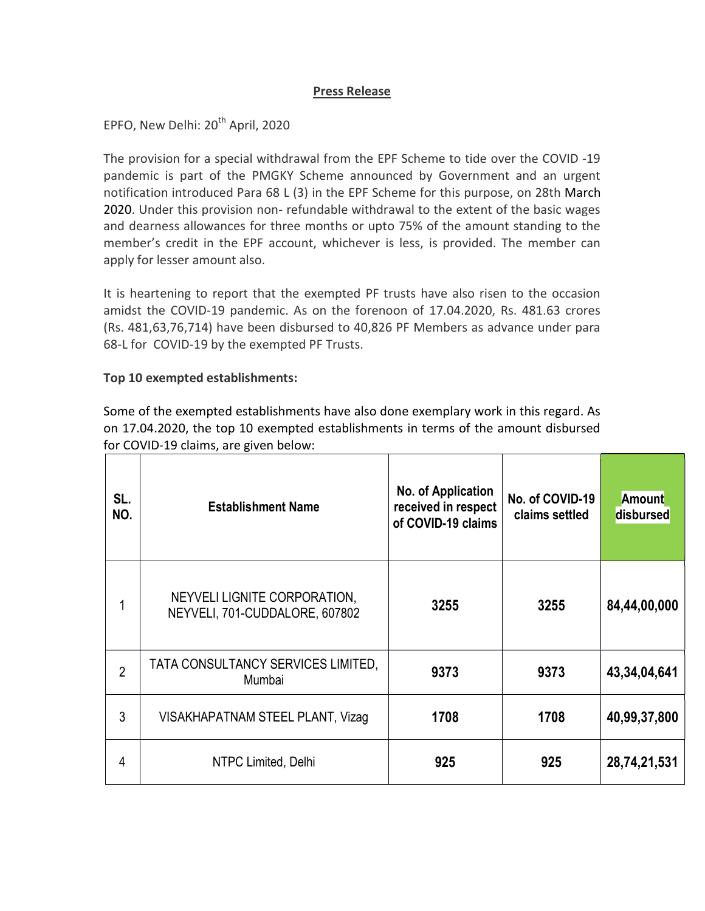**Press Release**

EPFO, New Delhi: 20th April, 2020

The provision for a special withdrawal from the EPF Scheme to tide over the COVID -19 pandemic is part of the PMGKY Scheme announced by Government and an urgent notification introduced Para 68 L (3) in the EPF Scheme for this purpose, on 28th March 2020. Under this provision non- refundable withdrawal to the extent of the basic wages and dearness allowances for three months or upto 75% of the amount standing to the member's credit in the EPF account, whichever is less, is provided. The member can apply for lesser amount also.

It is heartening to report that the exempted PF trusts have also risen to the occasion amidst the COVID-19 pandemic. As on the forenoon of 17.04.2020, Rs. 481.63 crores (Rs. 481,63,76,714) have been disbursed to 40,826 PF Members as advance under para 68-L for COVID-19 by the exempted PF Trusts.

**Top 10 exempted establishments:**

Some of the exempted establishments have also done exemplary work in this regard. As on 17.04.2020, the top 10 exempted establishments in terms of the amount disbursed for COVID-19 claims, are given below:

| SL. NO. | Establishment Name | No. of Application received in respect of COVID-19 claims | No. of COVID-19 claims settled | Amount disbursed |
|---|---|---|---|---|
| 1 | NEYVELI LIGNITE CORPORATION, NEYVELI, 701-CUDDALORE, 607802 | **3255** | **3255** | **84,44,00,000** |
| 2 | TATA CONSULTANCY SERVICES LIMITED, Mumbai | **9373** | **9373** | **43,34,04,641** |
| 3 | VISAKHAPATNAM STEEL PLANT, Vizag | **1708** | **1708** | **40,99,37,800** |
| 4 | NTPC Limited, Delhi | **925** | **925** | **28,74,21,531** |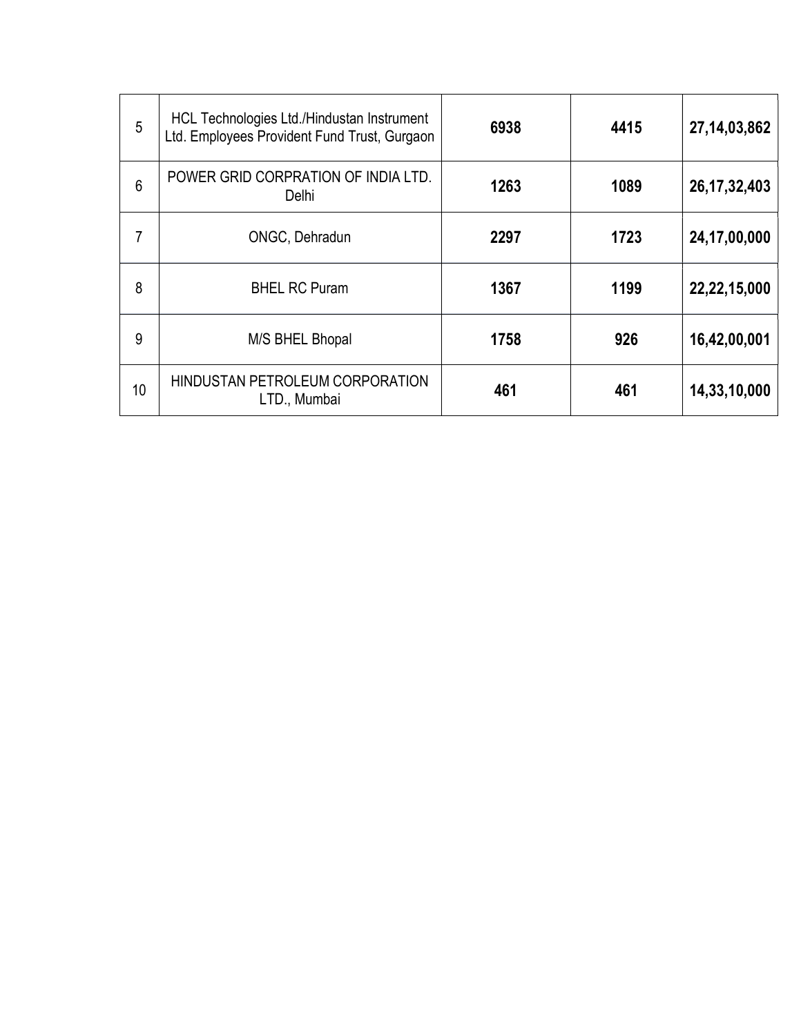| | | | | |
|---|---|---|---|---|
| 5 | HCL Technologies Ltd./Hindustan Instrument Ltd. Employees Provident Fund Trust, Gurgaon | **6938** | **4415** | **27,14,03,862** |
| 6 | POWER GRID CORPRATION OF INDIA LTD. Delhi | **1263** | **1089** | **26,17,32,403** |
| 7 | ONGC, Dehradun | **2297** | **1723** | **24,17,00,000** |
| 8 | BHEL RC Puram | **1367** | **1199** | **22,22,15,000** |
| 9 | M/S BHEL Bhopal | **1758** | **926** | **16,42,00,001** |
| 10 | HINDUSTAN PETROLEUM CORPORATION LTD., Mumbai | **461** | **461** | **14,33,10,000** |